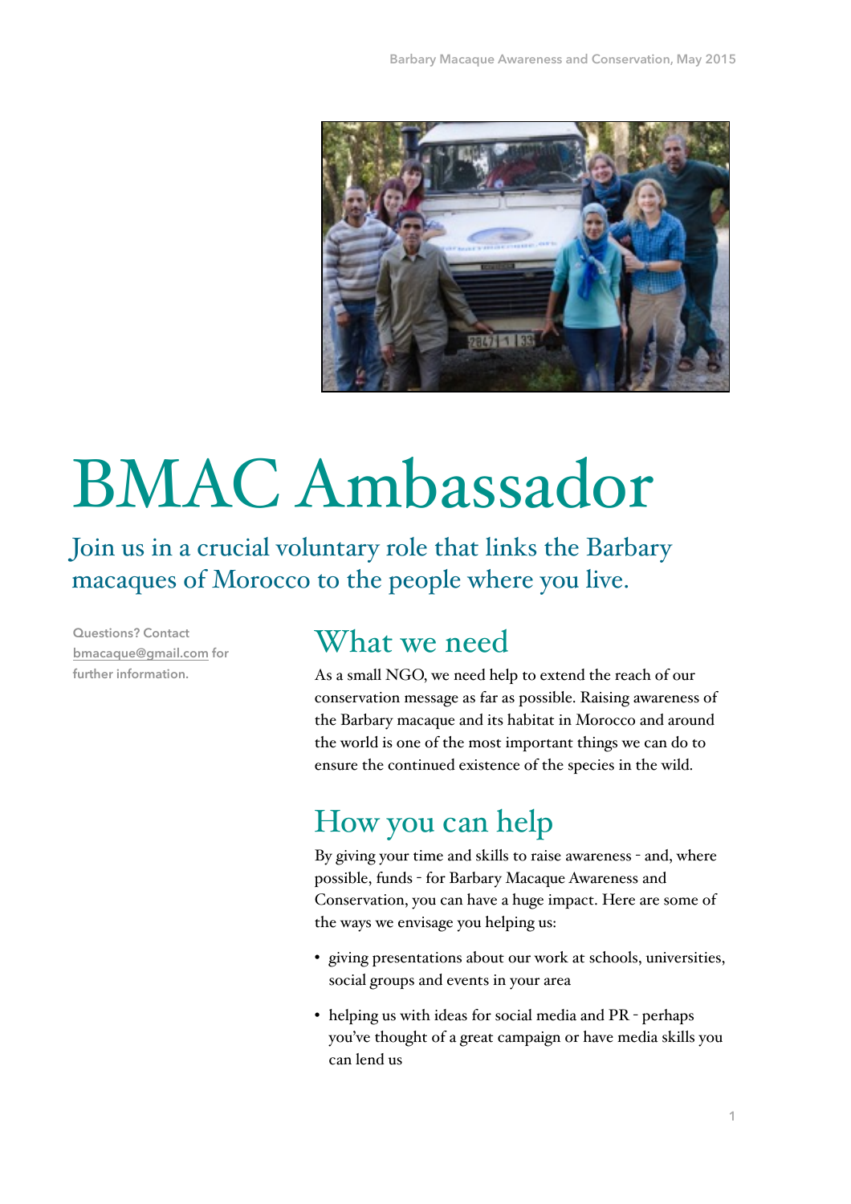# BMAC Ambassador

Join us in a crucial voluntary role that links the Barbary macaques of Morocco to the people where you live.

Questions? Contact bmacaque@gmail.com for further information.

## What we need

As a small NGO, we need help to extend the reach of our conservation message as far as possible. Raising awareness of the Barbary macaque and its habitat in Morocco and around the world is one of the most important things we can do to ensure the continued existence of the species in the wild.

## How you can help

By giving your time and skills to raise awareness - and, where possible, funds - for Barbary Macaque Awareness and Conservation, you can have a huge impact. Here are some of the ways we envisage you helping us:

- giving presentations about our work at schools, universities, social groups and events in your area
- helping us with ideas for social media and PR - perhaps you've thought of a great campaign or have media skills you can lend us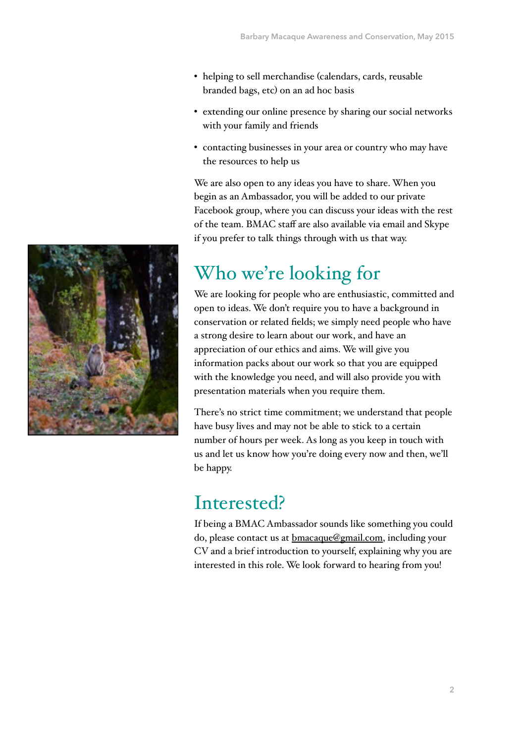- helping to sell merchandise (calendars, cards, reusable branded bags, etc) on an ad hoc basis
- extending our online presence by sharing our social networks with your family and friends
- contacting businesses in your area or country who may have the resources to help us

We are also open to any ideas you have to share. When you begin as an Ambassador, you will be added to our private Facebook group, where you can discuss your ideas with the rest of the team. BMAC staff are also available via email and Skype if you prefer to talk things through with us that way.

## Who we're looking for

We are looking for people who are enthusiastic, committed and open to ideas. We don't require you to have a background in conservation or related fields; we simply need people who have a strong desire to learn about our work, and have an appreciation of our ethics and aims. We will give you information packs about our work so that you are equipped with the knowledge you need, and will also provide you with presentation materials when you require them.

There's no strict time commitment; we understand that people have busy lives and may not be able to stick to a certain number of hours per week. As long as you keep in touch with us and let us know how you're doing every now and then, we'll be happy.

## Interested?

If being a BMAC Ambassador sounds like something you could do, please contact us at bmacaque@gmail.com, including your CV and a brief introduction to yourself, explaining why you are interested in this role. We look forward to hearing from you!